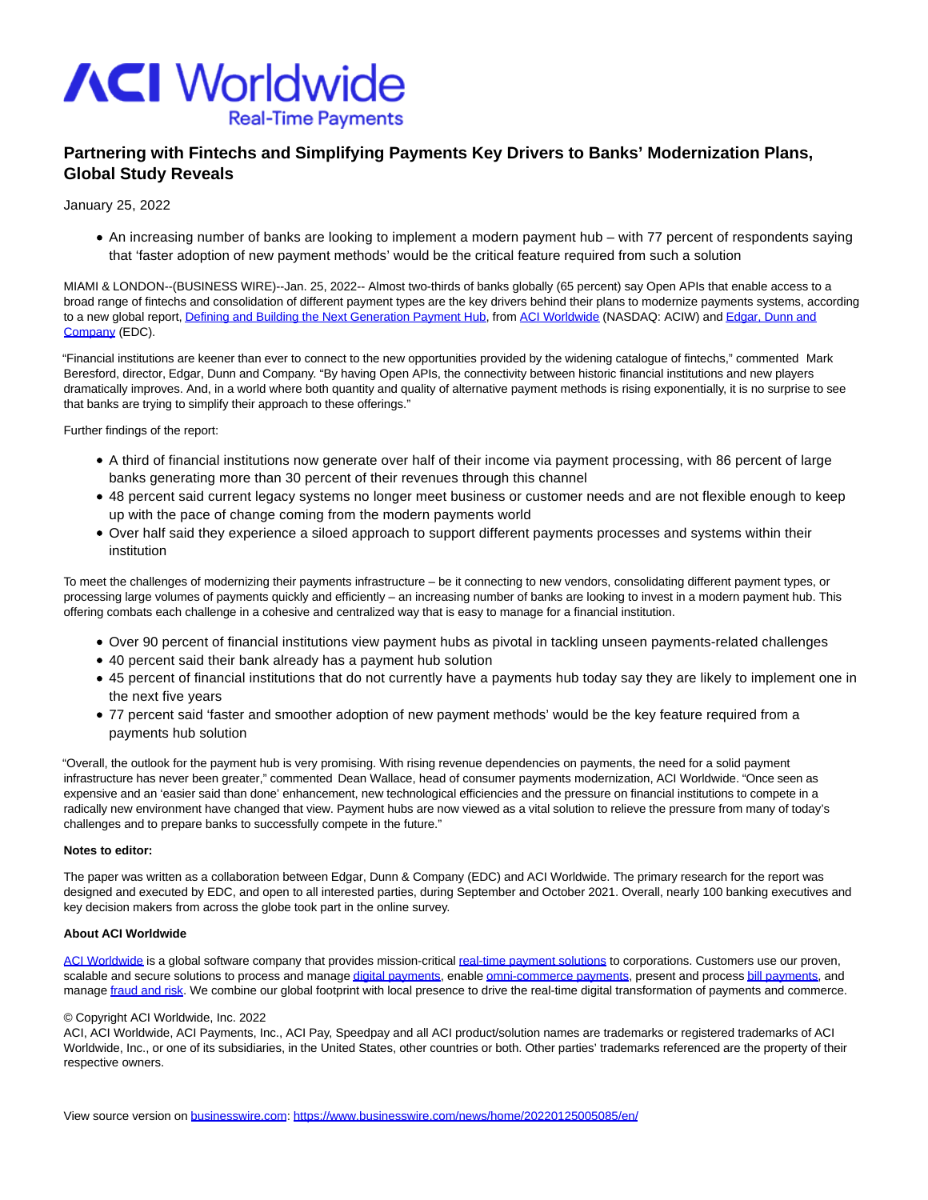# Partnering with Fintechs and Simplifying Payments Key Drivers to Banks' Modernization Plans, Global Study Reveals

January 25, 2022

- An increasing number of banks are looking to implement a modern payment hub – with 77 percent of respondents saying that 'faster adoption of new payment methods' would be the critical feature required from such a solution

MIAMI & LONDON--(BUSINESS WIRE)--Jan. 25, 2022-- Almost two-thirds of banks globally (65 percent) say Open APIs that enable access to a broad range of fintechs and consolidation of different payment types are the key drivers behind their plans to modernize payments systems, according to a new global report, [Defining and Building the Next Generation Payment Hub](), from [ACI Worldwide]() (NASDAQ: ACIW) and [Edgar, Dunn and Company]() (EDC).

"Financial institutions are keener than ever to connect to the new opportunities provided by the widening catalogue of fintechs," commented Mark Beresford, director, Edgar, Dunn and Company. "By having Open APIs, the connectivity between historic financial institutions and new players dramatically improves. And, in a world where both quantity and quality of alternative payment methods is rising exponentially, it is no surprise to see that banks are trying to simplify their approach to these offerings."

Further findings of the report:

- A third of financial institutions now generate over half of their income via payment processing, with 86 percent of large banks generating more than 30 percent of their revenues through this channel
- 48 percent said current legacy systems no longer meet business or customer needs and are not flexible enough to keep up with the pace of change coming from the modern payments world
- Over half said they experience a siloed approach to support different payments processes and systems within their institution

To meet the challenges of modernizing their payments infrastructure – be it connecting to new vendors, consolidating different payment types, or processing large volumes of payments quickly and efficiently – an increasing number of banks are looking to invest in a modern payment hub. This offering combats each challenge in a cohesive and centralized way that is easy to manage for a financial institution.

- Over 90 percent of financial institutions view payment hubs as pivotal in tackling unseen payments-related challenges
- 40 percent said their bank already has a payment hub solution
- 45 percent of financial institutions that do not currently have a payments hub today say they are likely to implement one in the next five years
- 77 percent said 'faster and smoother adoption of new payment methods' would be the key feature required from a payments hub solution

"Overall, the outlook for the payment hub is very promising. With rising revenue dependencies on payments, the need for a solid payment infrastructure has never been greater," commented Dean Wallace, head of consumer payments modernization, ACI Worldwide. "Once seen as expensive and an 'easier said than done' enhancement, new technological efficiencies and the pressure on financial institutions to compete in a radically new environment have changed that view. Payment hubs are now viewed as a vital solution to relieve the pressure from many of today's challenges and to prepare banks to successfully compete in the future."

**Notes to editor:**

The paper was written as a collaboration between Edgar, Dunn & Company (EDC) and ACI Worldwide. The primary research for the report was designed and executed by EDC, and open to all interested parties, during September and October 2021. Overall, nearly 100 banking executives and key decision makers from across the globe took part in the online survey.

**About ACI Worldwide**

[ACI Worldwide]() is a global software company that provides mission-critical [real-time payment solutions]() to corporations. Customers use our proven, scalable and secure solutions to process and manage [digital payments](), enable [omni-commerce payments](), present and process [bill payments](), and manage [fraud and risk](). We combine our global footprint with local presence to drive the real-time digital transformation of payments and commerce.

© Copyright ACI Worldwide, Inc. 2022
ACI, ACI Worldwide, ACI Payments, Inc., ACI Pay, Speedpay and all ACI product/solution names are trademarks or registered trademarks of ACI Worldwide, Inc., or one of its subsidiaries, in the United States, other countries or both. Other parties' trademarks referenced are the property of their respective owners.

View source version on [businesswire.com](): [https://www.businesswire.com/news/home/20220125005085/en/](https://www.businesswire.com/news/home/20220125005085/en/)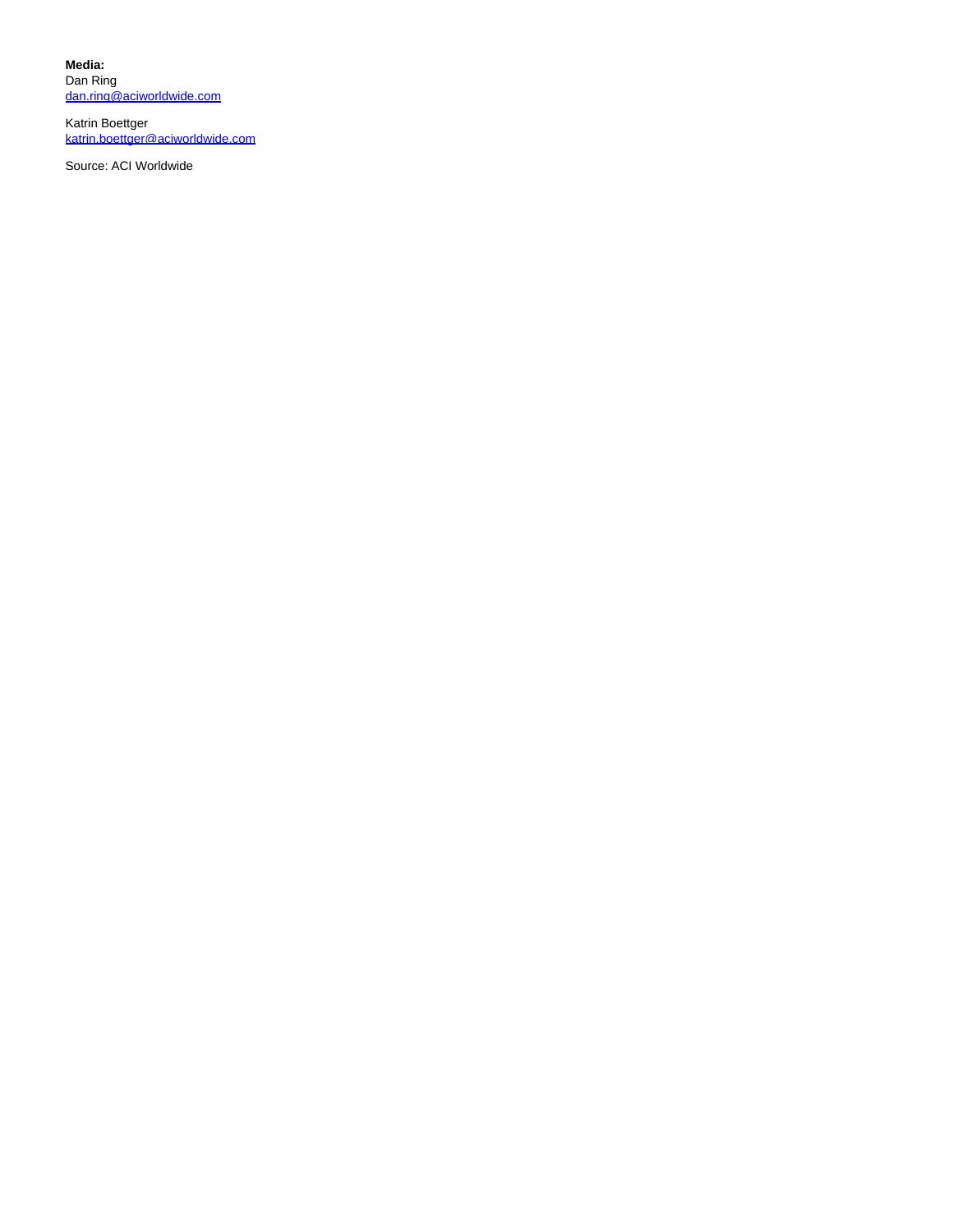**Media:**
Dan Ring
dan.ring@aciworldwide.com

Katrin Boettger
katrin.boettger@aciworldwide.com

Source: ACI Worldwide